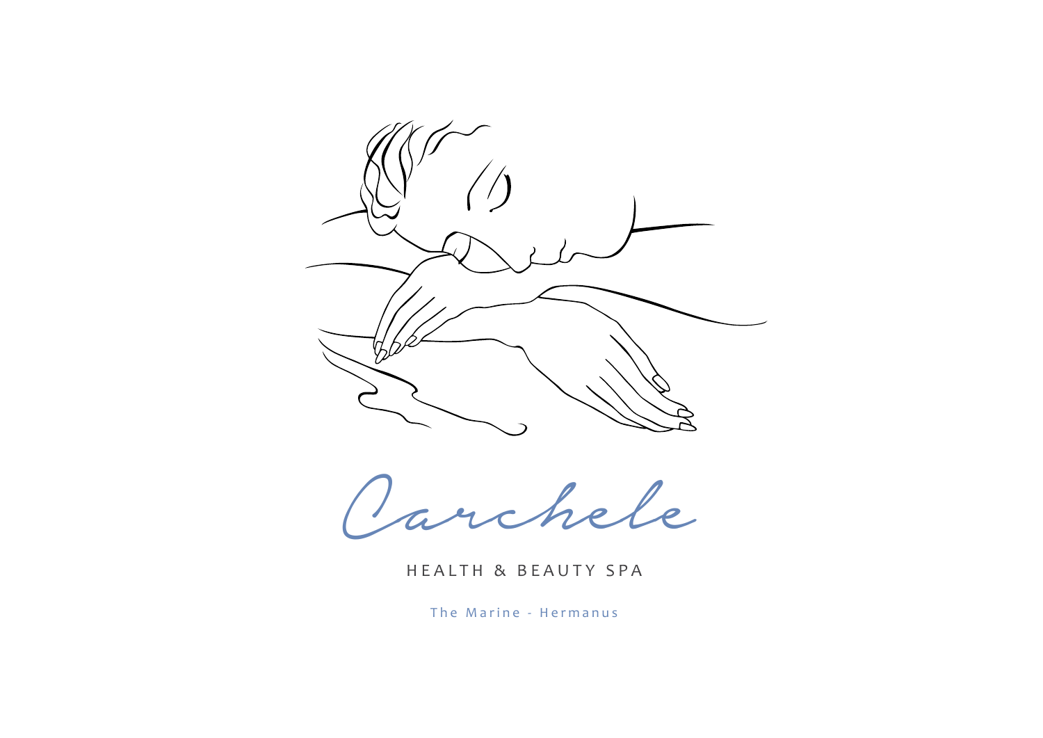# Carchele

HEALTH & BEAUTY SPA

The Marine - Hermanus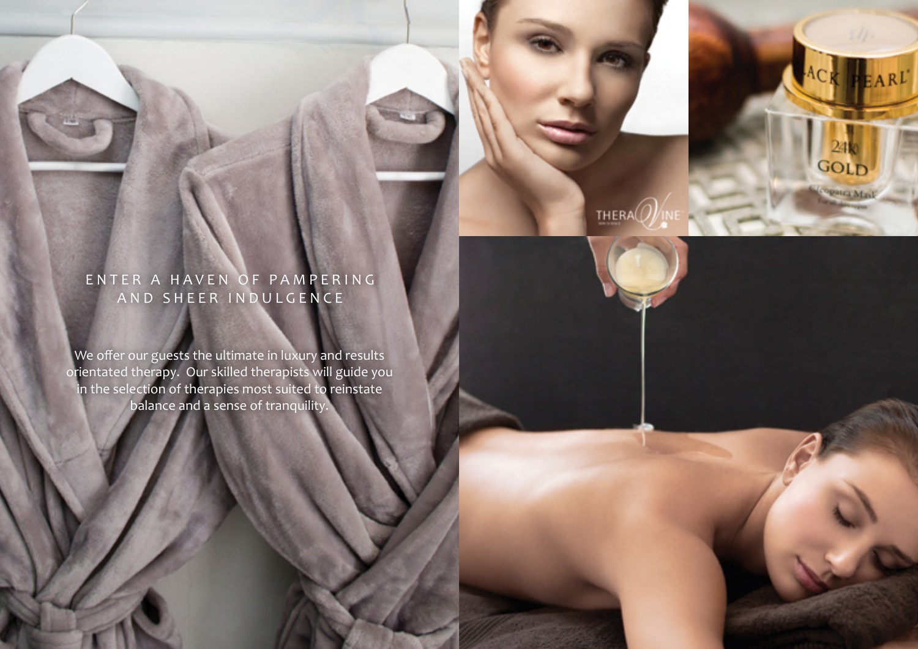## ENTER A HAVEN OF PAMPERING AND SHEER INDULGENCE

We offer our guests the ultimate in luxury and results orientated therapy. Our skilled therapists will guide you in the selection of therapies most suited to reinstate balance and a sense of tranquility.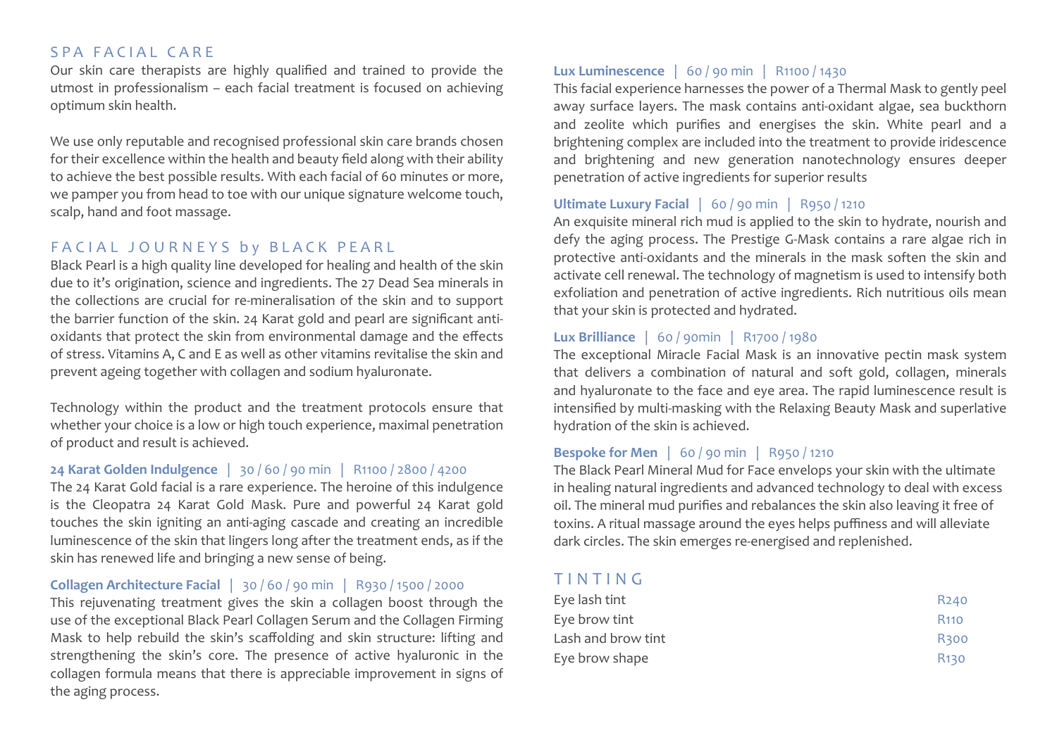## SPA FACIAL CARE

Our skin care therapists are highly qualified and trained to provide the utmost in professionalism – each facial treatment is focused on achieving optimum skin health.

We use only reputable and recognised professional skin care brands chosen for their excellence within the health and beauty field along with their ability to achieve the best possible results. With each facial of 60 minutes or more, we pamper you from head to toe with our unique signature welcome touch, scalp, hand and foot massage.

## FACIAL JOURNEYS by BLACK PEARL

Black Pearl is a high quality line developed for healing and health of the skin due to it's origination, science and ingredients. The 27 Dead Sea minerals in the collections are crucial for re-mineralisation of the skin and to support the barrier function of the skin. 24 Karat gold and pearl are significant anti-oxidants that protect the skin from environmental damage and the effects of stress. Vitamins A, C and E as well as other vitamins revitalise the skin and prevent ageing together with collagen and sodium hyaluronate.

Technology within the product and the treatment protocols ensure that whether your choice is a low or high touch experience, maximal penetration of product and result is achieved.

**24 Karat Golden Indulgence** | 30 / 60 / 90 min | R1100 / 2800 / 4200

The 24 Karat Gold facial is a rare experience. The heroine of this indulgence is the Cleopatra 24 Karat Gold Mask. Pure and powerful 24 Karat gold touches the skin igniting an anti-aging cascade and creating an incredible luminescence of the skin that lingers long after the treatment ends, as if the skin has renewed life and bringing a new sense of being.

**Collagen Architecture Facial** | 30 / 60 / 90 min | R930 / 1500 / 2000

This rejuvenating treatment gives the skin a collagen boost through the use of the exceptional Black Pearl Collagen Serum and the Collagen Firming Mask to help rebuild the skin's scaffolding and skin structure: lifting and strengthening the skin's core. The presence of active hyaluronic in the collagen formula means that there is appreciable improvement in signs of the aging process.

**Lux Luminescence** | 60 / 90 min | R1100 / 1430

This facial experience harnesses the power of a Thermal Mask to gently peel away surface layers. The mask contains anti-oxidant algae, sea buckthorn and zeolite which purifies and energises the skin. White pearl and a brightening complex are included into the treatment to provide iridescence and brightening and new generation nanotechnology ensures deeper penetration of active ingredients for superior results

**Ultimate Luxury Facial** | 60 / 90 min | R950 / 1210

An exquisite mineral rich mud is applied to the skin to hydrate, nourish and defy the aging process. The Prestige G-Mask contains a rare algae rich in protective anti-oxidants and the minerals in the mask soften the skin and activate cell renewal. The technology of magnetism is used to intensify both exfoliation and penetration of active ingredients. Rich nutritious oils mean that your skin is protected and hydrated.

**Lux Brilliance** | 60 / 90min | R1700 / 1980

The exceptional Miracle Facial Mask is an innovative pectin mask system that delivers a combination of natural and soft gold, collagen, minerals and hyaluronate to the face and eye area. The rapid luminescence result is intensified by multi-masking with the Relaxing Beauty Mask and superlative hydration of the skin is achieved.

**Bespoke for Men** | 60 / 90 min | R950 / 1210

The Black Pearl Mineral Mud for Face envelops your skin with the ultimate in healing natural ingredients and advanced technology to deal with excess oil. The mineral mud purifies and rebalances the skin also leaving it free of toxins. A ritual massage around the eyes helps puffiness and will alleviate dark circles. The skin emerges re-energised and replenished.

## TINTING

| | |
|---|---|
| Eye lash tint | R240 |
| Eye brow tint | R110 |
| Lash and brow tint | R300 |
| Eye brow shape | R130 |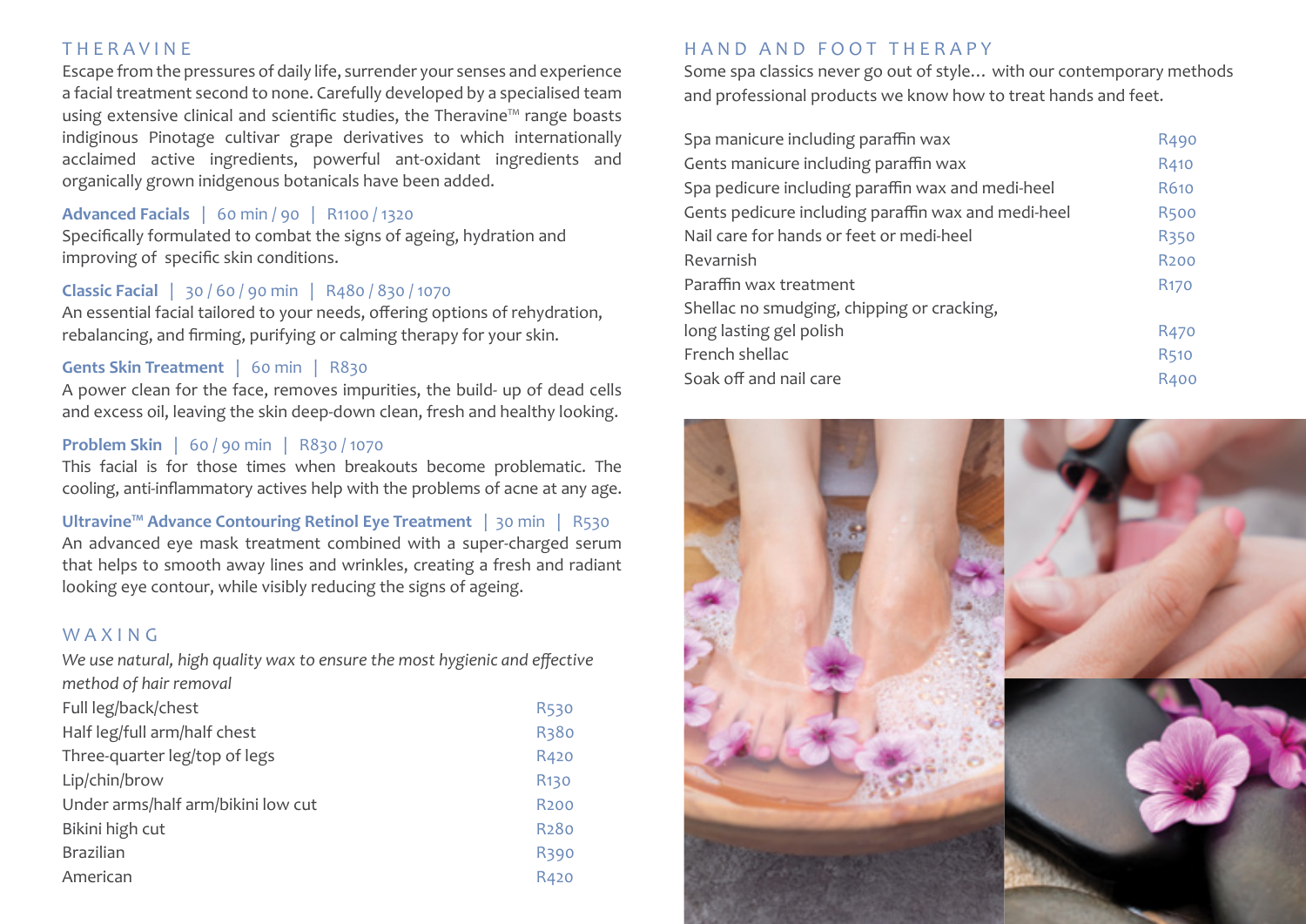## THERAVINE

Escape from the pressures of daily life, surrender your senses and experience a facial treatment second to none. Carefully developed by a specialised team using extensive clinical and scientific studies, the Theravine™ range boasts indiginous Pinotage cultivar grape derivatives to which internationally acclaimed active ingredients, powerful ant-oxidant ingredients and organically grown inidgenous botanicals have been added.

**Advanced Facials** | 60 min / 90 | R1100 / 1320
Specifically formulated to combat the signs of ageing, hydration and improving of specific skin conditions.

**Classic Facial** | 30 / 60 / 90 min | R480 / 830 / 1070
An essential facial tailored to your needs, offering options of rehydration, rebalancing, and firming, purifying or calming therapy for your skin.

**Gents Skin Treatment** | 60 min | R830
A power clean for the face, removes impurities, the build- up of dead cells and excess oil, leaving the skin deep-down clean, fresh and healthy looking.

**Problem Skin** | 60 / 90 min | R830 / 1070
This facial is for those times when breakouts become problematic. The cooling, anti-inflammatory actives help with the problems of acne at any age.

**Ultravine™ Advance Contouring Retinol Eye Treatment** | 30 min | R530
An advanced eye mask treatment combined with a super-charged serum that helps to smooth away lines and wrinkles, creating a fresh and radiant looking eye contour, while visibly reducing the signs of ageing.

## WAXING

*We use natural, high quality wax to ensure the most hygienic and effective method of hair removal*

| | |
|---|---|
| Full leg/back/chest | R530 |
| Half leg/full arm/half chest | R380 |
| Three-quarter leg/top of legs | R420 |
| Lip/chin/brow | R130 |
| Under arms/half arm/bikini low cut | R200 |
| Bikini high cut | R280 |
| Brazilian | R390 |
| American | R420 |

## HAND AND FOOT THERAPY

Some spa classics never go out of style… with our contemporary methods and professional products we know how to treat hands and feet.

| | |
|---|---|
| Spa manicure including paraffin wax | R490 |
| Gents manicure including paraffin wax | R410 |
| Spa pedicure including paraffin wax and medi-heel | R610 |
| Gents pedicure including paraffin wax and medi-heel | R500 |
| Nail care for hands or feet or medi-heel | R350 |
| Revarnish | R200 |
| Paraffin wax treatment | R170 |
| Shellac no smudging, chipping or cracking, long lasting gel polish | R470 |
| French shellac | R510 |
| Soak off and nail care | R400 |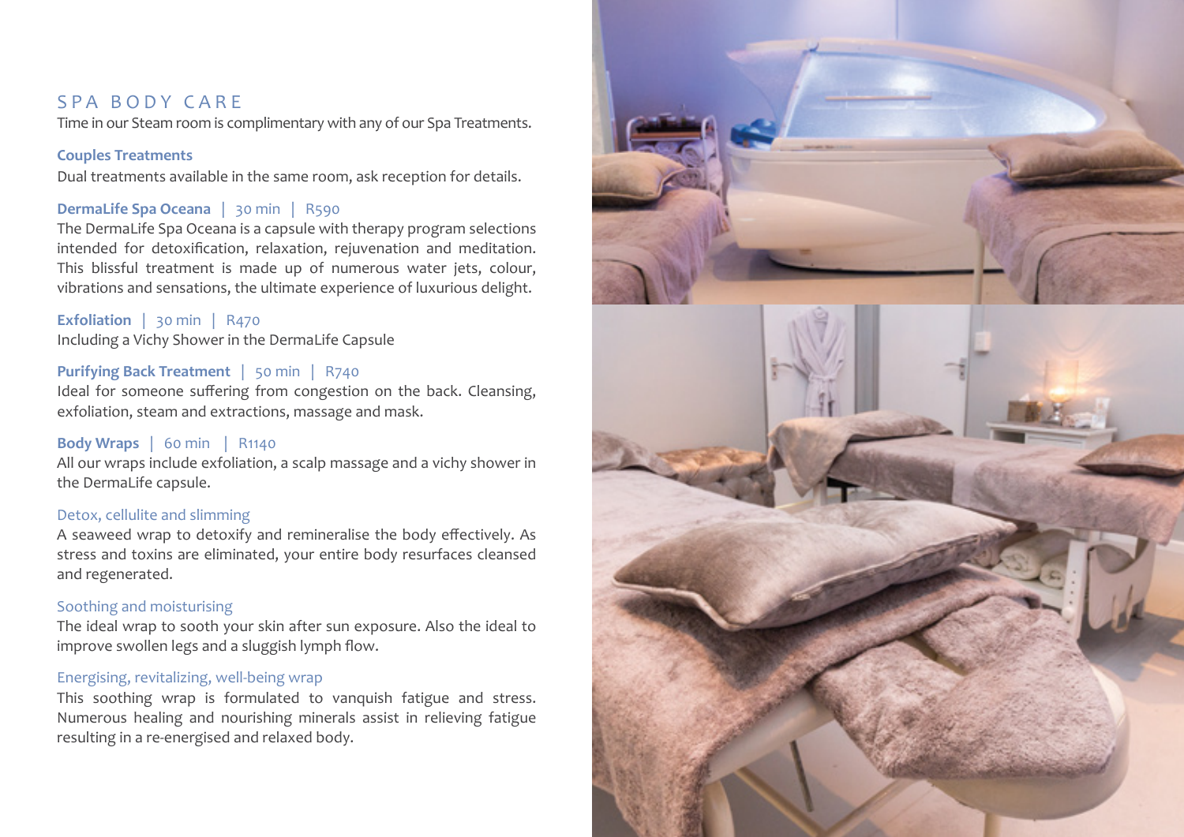## SPA BODY CARE

Time in our Steam room is complimentary with any of our Spa Treatments.

### Couples Treatments

Dual treatments available in the same room, ask reception for details.

### DermaLife Spa Oceana | 30 min | R590

The DermaLife Spa Oceana is a capsule with therapy program selections intended for detoxification, relaxation, rejuvenation and meditation. This blissful treatment is made up of numerous water jets, colour, vibrations and sensations, the ultimate experience of luxurious delight.

### Exfoliation | 30 min | R470

Including a Vichy Shower in the DermaLife Capsule

### Purifying Back Treatment | 50 min | R740

Ideal for someone suffering from congestion on the back. Cleansing, exfoliation, steam and extractions, massage and mask.

### Body Wraps | 60 min | R1140

All our wraps include exfoliation, a scalp massage and a vichy shower in the DermaLife capsule.

#### Detox, cellulite and slimming

A seaweed wrap to detoxify and remineralise the body effectively. As stress and toxins are eliminated, your entire body resurfaces cleansed and regenerated.

#### Soothing and moisturising

The ideal wrap to sooth your skin after sun exposure. Also the ideal to improve swollen legs and a sluggish lymph flow.

#### Energising, revitalizing, well-being wrap

This soothing wrap is formulated to vanquish fatigue and stress. Numerous healing and nourishing minerals assist in relieving fatigue resulting in a re-energised and relaxed body.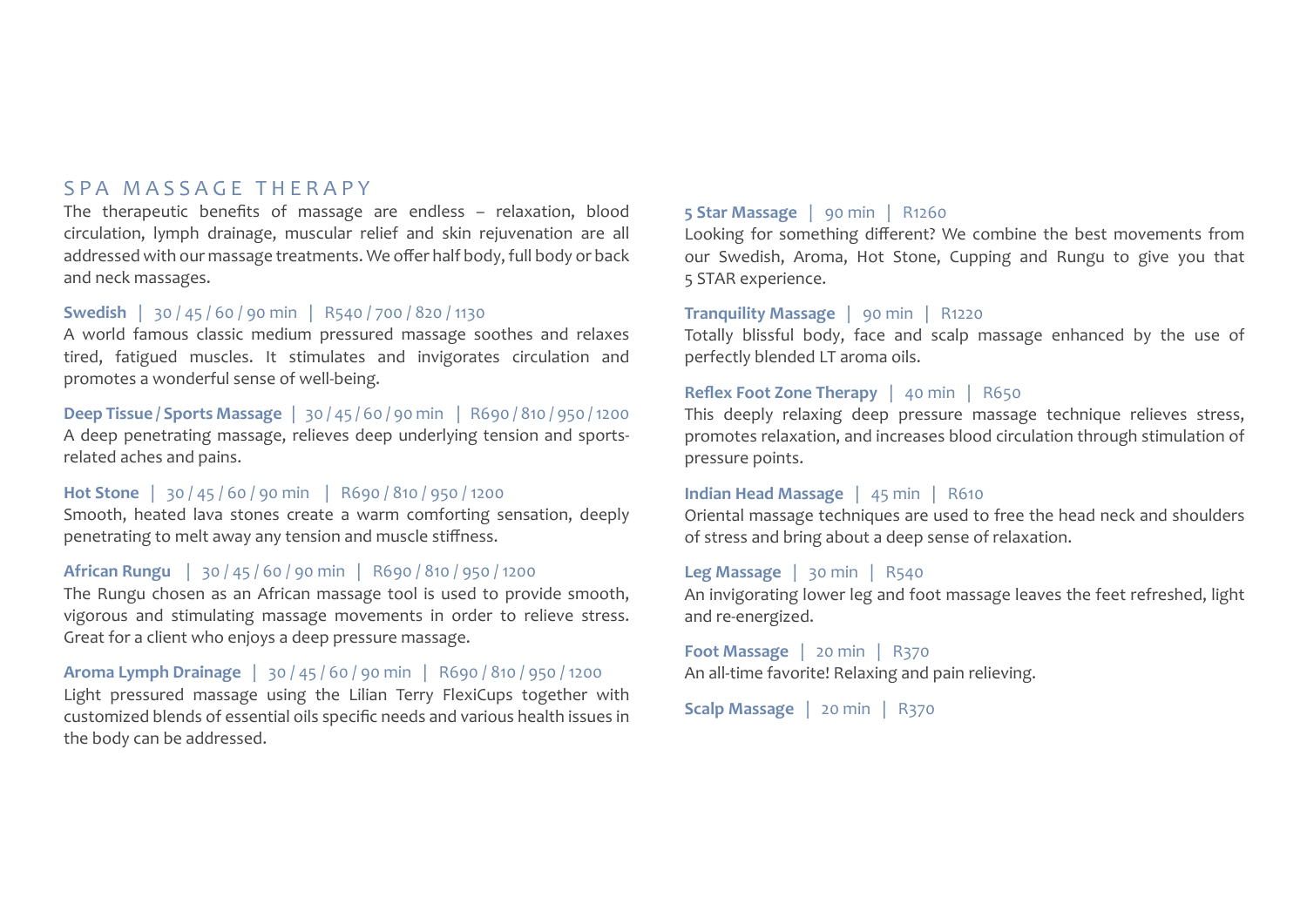## SPA MASSAGE THERAPY

The therapeutic benefits of massage are endless – relaxation, blood circulation, lymph drainage, muscular relief and skin rejuvenation are all addressed with our massage treatments. We offer half body, full body or back and neck massages.

**Swedish** | 30 / 45 / 60 / 90 min | R540 / 700 / 820 / 1130
A world famous classic medium pressured massage soothes and relaxes tired, fatigued muscles. It stimulates and invigorates circulation and promotes a wonderful sense of well-being.

**Deep Tissue / Sports Massage** | 30 / 45 / 60 / 90 min | R690 / 810 / 950 / 1200
A deep penetrating massage, relieves deep underlying tension and sports-related aches and pains.

**Hot Stone** | 30 / 45 / 60 / 90 min | R690 / 810 / 950 / 1200
Smooth, heated lava stones create a warm comforting sensation, deeply penetrating to melt away any tension and muscle stiffness.

**African Rungu** | 30 / 45 / 60 / 90 min | R690 / 810 / 950 / 1200
The Rungu chosen as an African massage tool is used to provide smooth, vigorous and stimulating massage movements in order to relieve stress. Great for a client who enjoys a deep pressure massage.

**Aroma Lymph Drainage** | 30 / 45 / 60 / 90 min | R690 / 810 / 950 / 1200
Light pressured massage using the Lilian Terry FlexiCups together with customized blends of essential oils specific needs and various health issues in the body can be addressed.

**5 Star Massage** | 90 min | R1260
Looking for something different? We combine the best movements from our Swedish, Aroma, Hot Stone, Cupping and Rungu to give you that 5 STAR experience.

**Tranquility Massage** | 90 min | R1220
Totally blissful body, face and scalp massage enhanced by the use of perfectly blended LT aroma oils.

**Reflex Foot Zone Therapy** | 40 min | R650
This deeply relaxing deep pressure massage technique relieves stress, promotes relaxation, and increases blood circulation through stimulation of pressure points.

**Indian Head Massage** | 45 min | R610
Oriental massage techniques are used to free the head neck and shoulders of stress and bring about a deep sense of relaxation.

**Leg Massage** | 30 min | R540
An invigorating lower leg and foot massage leaves the feet refreshed, light and re-energized.

**Foot Massage** | 20 min | R370
An all-time favorite! Relaxing and pain relieving.

**Scalp Massage** | 20 min | R370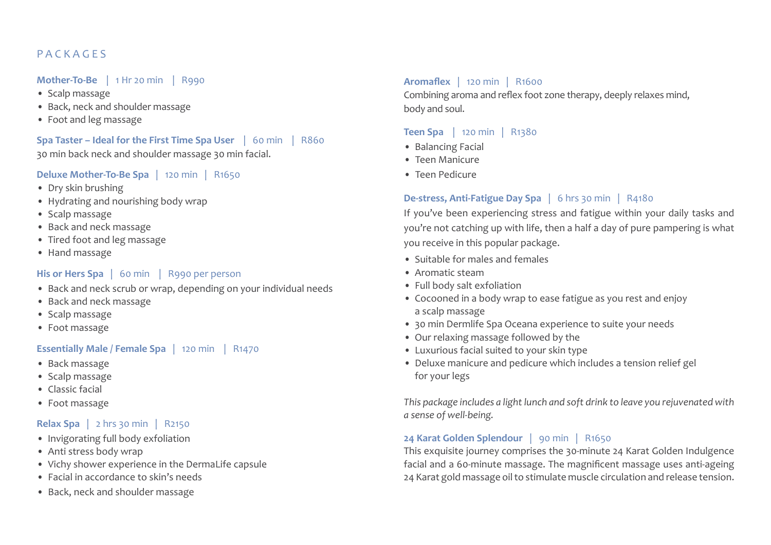# PACKAGES

**Mother-To-Be** | 1 Hr 20 min | R990

- Scalp massage
- Back, neck and shoulder massage
- Foot and leg massage

**Spa Taster – Ideal for the First Time Spa User** | 60 min | R860

30 min back neck and shoulder massage 30 min facial.

**Deluxe Mother-To-Be Spa** | 120 min | R1650

- Dry skin brushing
- Hydrating and nourishing body wrap
- Scalp massage
- Back and neck massage
- Tired foot and leg massage
- Hand massage

**His or Hers Spa** | 60 min | R990 per person

- Back and neck scrub or wrap, depending on your individual needs
- Back and neck massage
- Scalp massage
- Foot massage

**Essentially Male / Female Spa** | 120 min | R1470

- Back massage
- Scalp massage
- Classic facial
- Foot massage

**Relax Spa** | 2 hrs 30 min | R2150

- Invigorating full body exfoliation
- Anti stress body wrap
- Vichy shower experience in the DermaLife capsule
- Facial in accordance to skin's needs
- Back, neck and shoulder massage

**Aromaflex** | 120 min | R1600

Combining aroma and reflex foot zone therapy, deeply relaxes mind, body and soul.

**Teen Spa** | 120 min | R1380

- Balancing Facial
- Teen Manicure
- Teen Pedicure

**De-stress, Anti-Fatigue Day Spa** | 6 hrs 30 min | R4180

If you've been experiencing stress and fatigue within your daily tasks and you're not catching up with life, then a half a day of pure pampering is what you receive in this popular package.

- Suitable for males and females
- Aromatic steam
- Full body salt exfoliation
- Cocooned in a body wrap to ease fatigue as you rest and enjoy a scalp massage
- 30 min Dermlife Spa Oceana experience to suite your needs
- Our relaxing massage followed by the
- Luxurious facial suited to your skin type
- Deluxe manicure and pedicure which includes a tension relief gel for your legs

*This package includes a light lunch and soft drink to leave you rejuvenated with a sense of well-being.*

**24 Karat Golden Splendour** | 90 min | R1650

This exquisite journey comprises the 30-minute 24 Karat Golden Indulgence facial and a 60-minute massage. The magnificent massage uses anti-ageing 24 Karat gold massage oil to stimulate muscle circulation and release tension.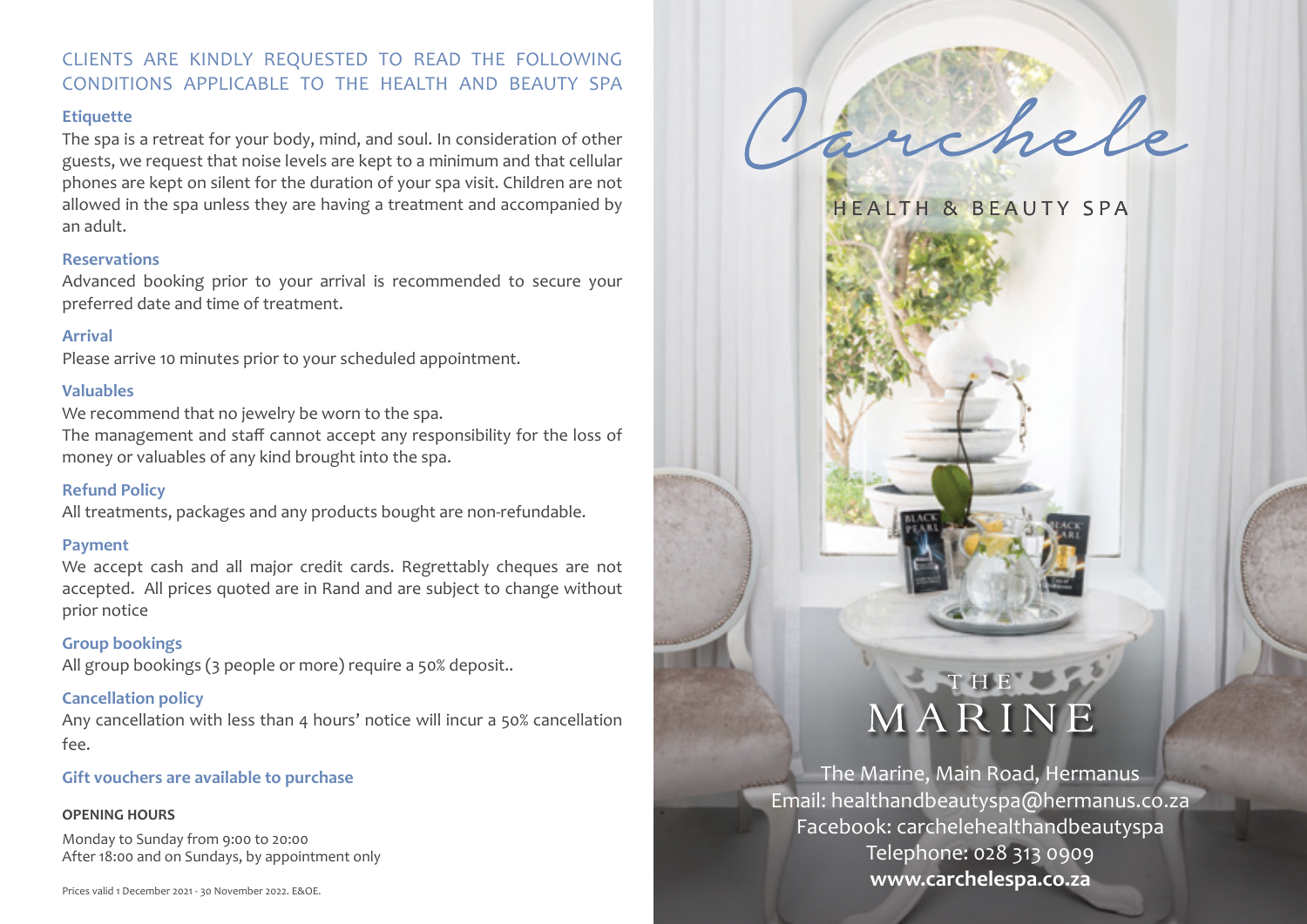## CLIENTS ARE KINDLY REQUESTED TO READ THE FOLLOWING CONDITIONS APPLICABLE TO THE HEALTH AND BEAUTY SPA

### Etiquette

The spa is a retreat for your body, mind, and soul. In consideration of other guests, we request that noise levels are kept to a minimum and that cellular phones are kept on silent for the duration of your spa visit. Children are not allowed in the spa unless they are having a treatment and accompanied by an adult.

### Reservations

Advanced booking prior to your arrival is recommended to secure your preferred date and time of treatment.

### Arrival

Please arrive 10 minutes prior to your scheduled appointment.

### Valuables

We recommend that no jewelry be worn to the spa.
The management and staff cannot accept any responsibility for the loss of money or valuables of any kind brought into the spa.

### Refund Policy

All treatments, packages and any products bought are non-refundable.

### Payment

We accept cash and all major credit cards. Regrettably cheques are not accepted. All prices quoted are in Rand and are subject to change without prior notice

### Group bookings

All group bookings (3 people or more) require a 50% deposit..

### Cancellation policy

Any cancellation with less than 4 hours' notice will incur a 50% cancellation fee.

### Gift vouchers are available to purchase

**OPENING HOURS**

Monday to Sunday from 9:00 to 20:00
After 18:00 and on Sundays, by appointment only

Prices valid 1 December 2021 - 30 November 2022. E&OE.

# Carchele

HEALTH & BEAUTY SPA

THE MARINE

The Marine, Main Road, Hermanus
Email: healthandbeautyspa@hermanus.co.za
Facebook: carchelehealthandbeautyspa
Telephone: 028 313 0909
**www.carchelespa.co.za**